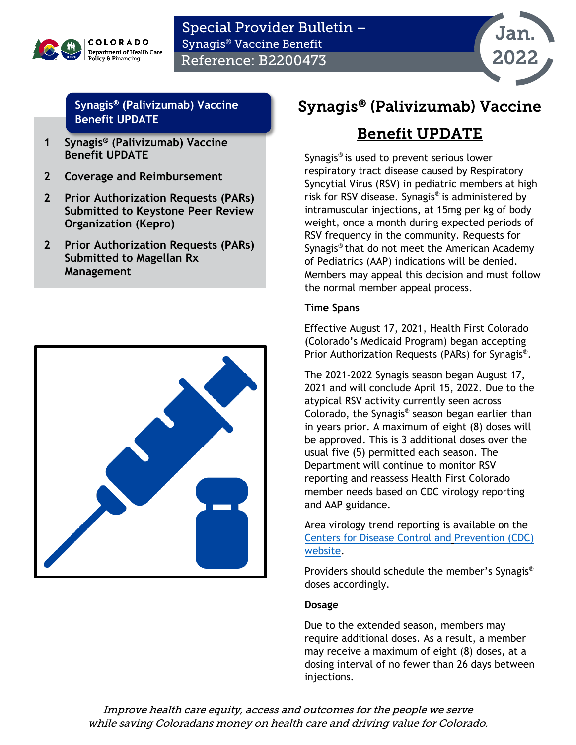# Special Provider Bulletin – Synagis® Vaccine Benefit

Reference: B2200473

Jan. 2022

**Synagis® (Palivizumab) Vaccine Benefit UPDATE**

1 Synagis® (Palivizumab) Vaccine Benefit UPDATE

2 Coverage and Reimbursement

2 Prior Authorization Requests (PARs) Submitted to Keystone Peer Review Organization (Kepro)

2 Prior Authorization Requests (PARs) Submitted to Magellan Rx Management

## Synagis® (Palivizumab) Vaccine Benefit UPDATE

Synagis® is used to prevent serious lower respiratory tract disease caused by Respiratory Syncytial Virus (RSV) in pediatric members at high risk for RSV disease. Synagis® is administered by intramuscular injections, at 15mg per kg of body weight, once a month during expected periods of RSV frequency in the community. Requests for Synagis® that do not meet the American Academy of Pediatrics (AAP) indications will be denied. Members may appeal this decision and must follow the normal member appeal process.

### Time Spans

Effective August 17, 2021, Health First Colorado (Colorado's Medicaid Program) began accepting Prior Authorization Requests (PARs) for Synagis®.

The 2021-2022 Synagis season began August 17, 2021 and will conclude April 15, 2022. Due to the atypical RSV activity currently seen across Colorado, the Synagis® season began earlier than in years prior. A maximum of eight (8) doses will be approved. This is 3 additional doses over the usual five (5) permitted each season. The Department will continue to monitor RSV reporting and reassess Health First Colorado member needs based on CDC virology reporting and AAP guidance.

Area virology trend reporting is available on the Centers for Disease Control and Prevention (CDC) website.

Providers should schedule the member's Synagis® doses accordingly.

### Dosage

Due to the extended season, members may require additional doses. As a result, a member may receive a maximum of eight (8) doses, at a dosing interval of no fewer than 26 days between injections.

*Improve health care equity, access and outcomes for the people we serve while saving Coloradans money on health care and driving value for Colorado.*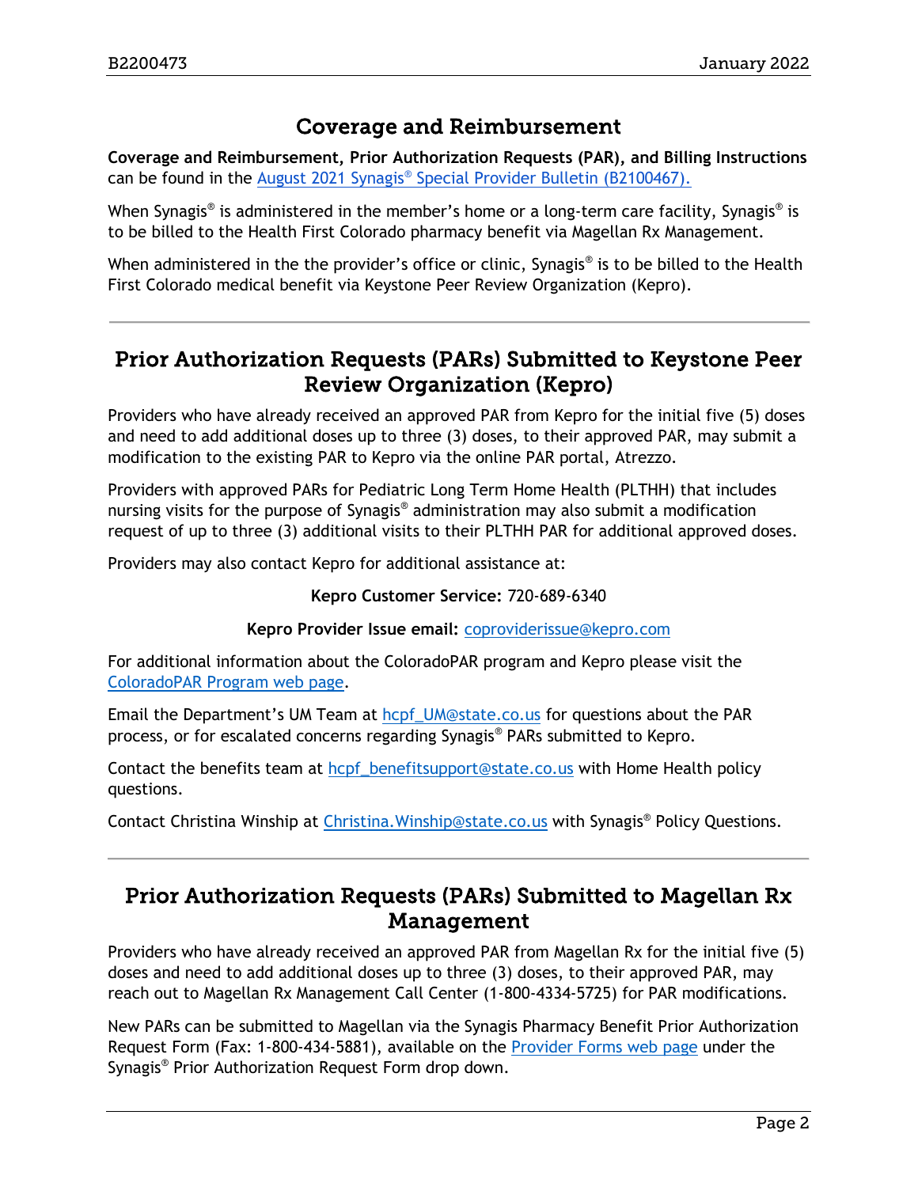## Coverage and Reimbursement

**Coverage and Reimbursement, Prior Authorization Requests (PAR), and Billing Instructions** can be found in the [August 2021 Synagis® Special Provider Bulletin (B2100467).]()

When Synagis® is administered in the member's home or a long-term care facility, Synagis® is to be billed to the Health First Colorado pharmacy benefit via Magellan Rx Management.

When administered in the the provider's office or clinic, Synagis® is to be billed to the Health First Colorado medical benefit via Keystone Peer Review Organization (Kepro).

---

## Prior Authorization Requests (PARs) Submitted to Keystone Peer Review Organization (Kepro)

Providers who have already received an approved PAR from Kepro for the initial five (5) doses and need to add additional doses up to three (3) doses, to their approved PAR, may submit a modification to the existing PAR to Kepro via the online PAR portal, Atrezzo.

Providers with approved PARs for Pediatric Long Term Home Health (PLTHH) that includes nursing visits for the purpose of Synagis® administration may also submit a modification request of up to three (3) additional visits to their PLTHH PAR for additional approved doses.

Providers may also contact Kepro for additional assistance at:

**Kepro Customer Service:** 720-689-6340

**Kepro Provider Issue email:** coproviderissue@kepro.com

For additional information about the ColoradoPAR program and Kepro please visit the ColoradoPAR Program web page.

Email the Department's UM Team at hcpf_UM@state.co.us for questions about the PAR process, or for escalated concerns regarding Synagis® PARs submitted to Kepro.

Contact the benefits team at hcpf_benefitsupport@state.co.us with Home Health policy questions.

Contact Christina Winship at Christina.Winship@state.co.us with Synagis® Policy Questions.

---

## Prior Authorization Requests (PARs) Submitted to Magellan Rx Management

Providers who have already received an approved PAR from Magellan Rx for the initial five (5) doses and need to add additional doses up to three (3) doses, to their approved PAR, may reach out to Magellan Rx Management Call Center (1-800-4334-5725) for PAR modifications.

New PARs can be submitted to Magellan via the Synagis Pharmacy Benefit Prior Authorization Request Form (Fax: 1-800-434-5881), available on the Provider Forms web page under the Synagis® Prior Authorization Request Form drop down.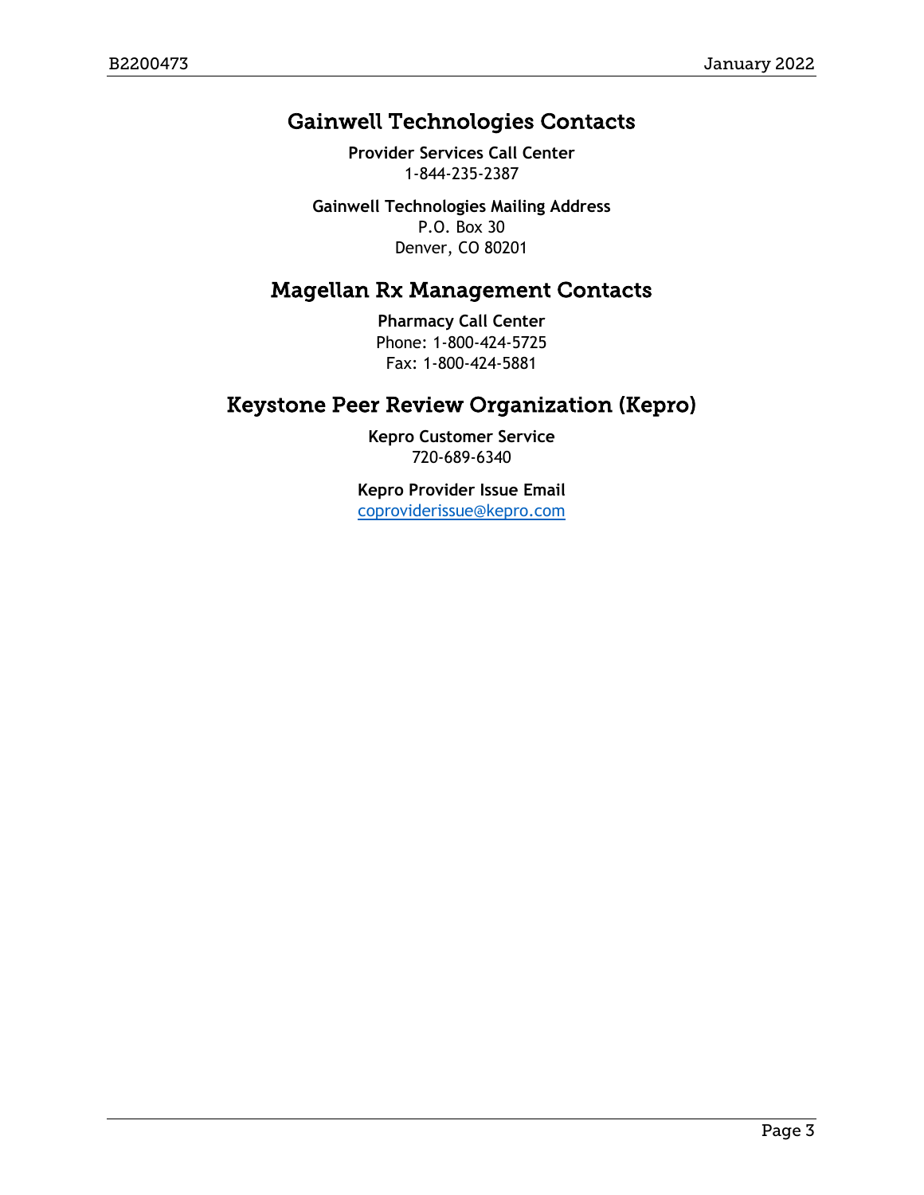## Gainwell Technologies Contacts

**Provider Services Call Center**
1-844-235-2387

**Gainwell Technologies Mailing Address**
P.O. Box 30
Denver, CO 80201

## Magellan Rx Management Contacts

**Pharmacy Call Center**
Phone: 1-800-424-5725
Fax: 1-800-424-5881

## Keystone Peer Review Organization (Kepro)

**Kepro Customer Service**
720-689-6340

**Kepro Provider Issue Email**
coproviderissue@kepro.com